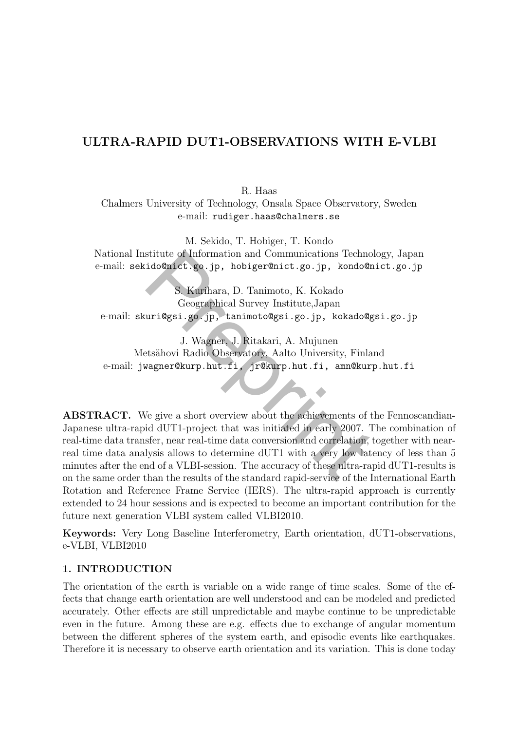# ULTRA-RAPID DUT1-OBSERVATIONS WITH E-VLBI

R. Haas
Chalmers University of Technology, Onsala Space Observatory, Sweden
e-mail: rudiger.haas@chalmers.se

M. Sekido, T. Hobiger, T. Kondo
National Institute of Information and Communications Technology, Japan
e-mail: sekido@nict.go.jp, hobiger@nict.go.jp, kondo@nict.go.jp

S. Kurihara, D. Tanimoto, K. Kokado
Geographical Survey Institute,Japan
e-mail: skuri@gsi.go.jp, tanimoto@gsi.go.jp, kokado@gsi.go.jp

J. Wagner, J. Ritakari, A. Mujunen
Metsähovi Radio Observatory, Aalto University, Finland
e-mail: jwagner@kurp.hut.fi, jr@kurp.hut.fi, amn@kurp.hut.fi

**ABSTRACT.** We give a short overview about the achievements of the Fennoscandian-Japanese ultra-rapid dUT1-project that was initiated in early 2007. The combination of real-time data transfer, near real-time data conversion and correlation, together with near-real time data analysis allows to determine dUT1 with a very low latency of less than 5 minutes after the end of a VLBI-session. The accuracy of these ultra-rapid dUT1-results is on the same order than the results of the standard rapid-service of the International Earth Rotation and Reference Frame Service (IERS). The ultra-rapid approach is currently extended to 24 hour sessions and is expected to become an important contribution for the future next generation VLBI system called VLBI2010.

**Keywords:** Very Long Baseline Interferometry, Earth orientation, dUT1-observations, e-VLBI, VLBI2010

## 1. INTRODUCTION

The orientation of the earth is variable on a wide range of time scales. Some of the effects that change earth orientation are well understood and can be modeled and predicted accurately. Other effects are still unpredictable and maybe continue to be unpredictable even in the future. Among these are e.g. effects due to exchange of angular momentum between the different spheres of the system earth, and episodic events like earthquakes. Therefore it is necessary to observe earth orientation and its variation. This is done today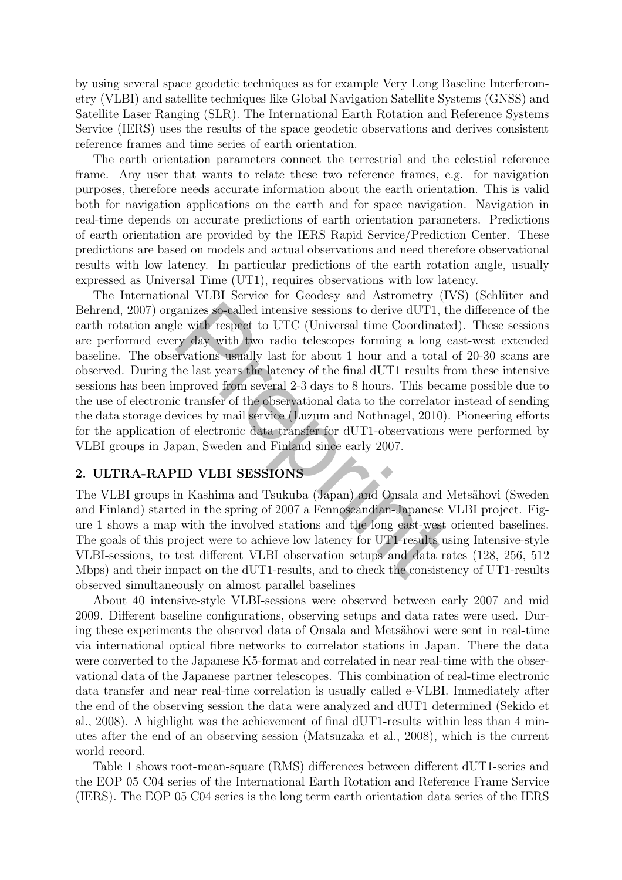by using several space geodetic techniques as for example Very Long Baseline Interferometry (VLBI) and satellite techniques like Global Navigation Satellite Systems (GNSS) and Satellite Laser Ranging (SLR). The International Earth Rotation and Reference Systems Service (IERS) uses the results of the space geodetic observations and derives consistent reference frames and time series of earth orientation.

The earth orientation parameters connect the terrestrial and the celestial reference frame. Any user that wants to relate these two reference frames, e.g. for navigation purposes, therefore needs accurate information about the earth orientation. This is valid both for navigation applications on the earth and for space navigation. Navigation in real-time depends on accurate predictions of earth orientation parameters. Predictions of earth orientation are provided by the IERS Rapid Service/Prediction Center. These predictions are based on models and actual observations and need therefore observational results with low latency. In particular predictions of the earth rotation angle, usually expressed as Universal Time (UT1), requires observations with low latency.

The International VLBI Service for Geodesy and Astrometry (IVS) (Schlüter and Behrend, 2007) organizes so-called intensive sessions to derive dUT1, the difference of the earth rotation angle with respect to UTC (Universal time Coordinated). These sessions are performed every day with two radio telescopes forming a long east-west extended baseline. The observations usually last for about 1 hour and a total of 20-30 scans are observed. During the last years the latency of the final dUT1 results from these intensive sessions has been improved from several 2-3 days to 8 hours. This became possible due to the use of electronic transfer of the observational data to the correlator instead of sending the data storage devices by mail service (Luzum and Nothnagel, 2010). Pioneering efforts for the application of electronic data transfer for dUT1-observations were performed by VLBI groups in Japan, Sweden and Finland since early 2007.

## 2. ULTRA-RAPID VLBI SESSIONS

The VLBI groups in Kashima and Tsukuba (Japan) and Onsala and Metsähovi (Sweden and Finland) started in the spring of 2007 a Fennoscandian-Japanese VLBI project. Figure 1 shows a map with the involved stations and the long east-west oriented baselines. The goals of this project were to achieve low latency for UT1-results using Intensive-style VLBI-sessions, to test different VLBI observation setups and data rates (128, 256, 512 Mbps) and their impact on the dUT1-results, and to check the consistency of UT1-results observed simultaneously on almost parallel baselines

About 40 intensive-style VLBI-sessions were observed between early 2007 and mid 2009. Different baseline configurations, observing setups and data rates were used. During these experiments the observed data of Onsala and Metsähovi were sent in real-time via international optical fibre networks to correlator stations in Japan. There the data were converted to the Japanese K5-format and correlated in near real-time with the observational data of the Japanese partner telescopes. This combination of real-time electronic data transfer and near real-time correlation is usually called e-VLBI. Immediately after the end of the observing session the data were analyzed and dUT1 determined (Sekido et al., 2008). A highlight was the achievement of final dUT1-results within less than 4 minutes after the end of an observing session (Matsuzaka et al., 2008), which is the current world record.

Table 1 shows root-mean-square (RMS) differences between different dUT1-series and the EOP 05 C04 series of the International Earth Rotation and Reference Frame Service (IERS). The EOP 05 C04 series is the long term earth orientation data series of the IERS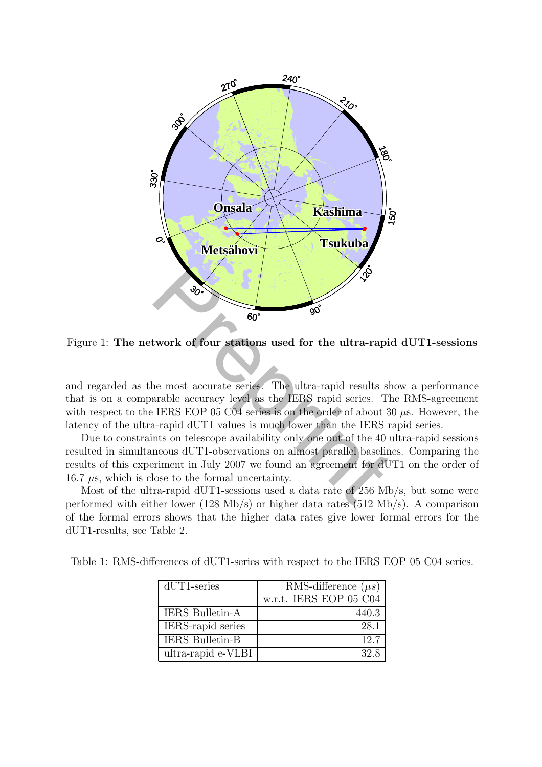Figure 1: **The network of four stations used for the ultra-rapid dUT1-sessions**

and regarded as the most accurate series. The ultra-rapid results show a performance that is on a comparable accuracy level as the IERS rapid series. The RMS-agreement with respect to the IERS EOP 05 C04 series is on the order of about 30 $\mu$s. However, the latency of the ultra-rapid dUT1 values is much lower than the IERS rapid series.

Due to constraints on telescope availability only one out of the 40 ultra-rapid sessions resulted in simultaneous dUT1-observations on almost parallel baselines. Comparing the results of this experiment in July 2007 we found an agreement for dUT1 on the order of 16.7 $\mu$s, which is close to the formal uncertainty.

Most of the ultra-rapid dUT1-sessions used a data rate of 256 Mb/s, but some were performed with either lower (128 Mb/s) or higher data rates (512 Mb/s). A comparison of the formal errors shows that the higher data rates give lower formal errors for the dUT1-results, see Table 2.

Table 1: RMS-differences of dUT1-series with respect to the IERS EOP 05 C04 series.

| dUT1-series | RMS-difference ($\mu s$) w.r.t. IERS EOP 05 C04 |
|---|---|
| IERS Bulletin-A | 440.3 |
| IERS-rapid series | 28.1 |
| IERS Bulletin-B | 12.7 |
| ultra-rapid e-VLBI | 32.8 |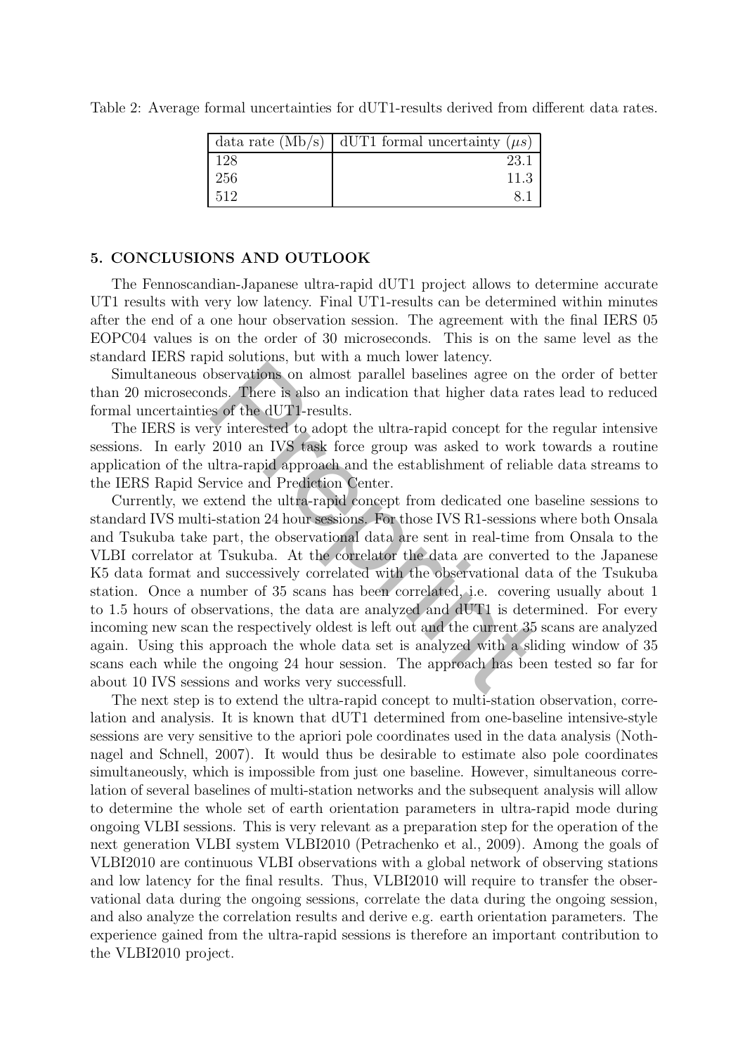Table 2: Average formal uncertainties for dUT1-results derived from different data rates.

| data rate (Mb/s) | dUT1 formal uncertainty ($\mu s$) |
|---|---|
| 128 | 23.1 |
| 256 | 11.3 |
| 512 | 8.1 |

## 5. CONCLUSIONS AND OUTLOOK

The Fennoscandian-Japanese ultra-rapid dUT1 project allows to determine accurate UT1 results with very low latency. Final UT1-results can be determined within minutes after the end of a one hour observation session. The agreement with the final IERS 05 EOPC04 values is on the order of 30 microseconds. This is on the same level as the standard IERS rapid solutions, but with a much lower latency.

Simultaneous observations on almost parallel baselines agree on the order of better than 20 microseconds. There is also an indication that higher data rates lead to reduced formal uncertainties of the dUT1-results.

The IERS is very interested to adopt the ultra-rapid concept for the regular intensive sessions. In early 2010 an IVS task force group was asked to work towards a routine application of the ultra-rapid approach and the establishment of reliable data streams to the IERS Rapid Service and Prediction Center.

Currently, we extend the ultra-rapid concept from dedicated one baseline sessions to standard IVS multi-station 24 hour sessions. For those IVS R1-sessions where both Onsala and Tsukuba take part, the observational data are sent in real-time from Onsala to the VLBI correlator at Tsukuba. At the correlator the data are converted to the Japanese K5 data format and successively correlated with the observational data of the Tsukuba station. Once a number of 35 scans has been correlated, i.e. covering usually about 1 to 1.5 hours of observations, the data are analyzed and dUT1 is determined. For every incoming new scan the respectively oldest is left out and the current 35 scans are analyzed again. Using this approach the whole data set is analyzed with a sliding window of 35 scans each while the ongoing 24 hour session. The approach has been tested so far for about 10 IVS sessions and works very successfull.

The next step is to extend the ultra-rapid concept to multi-station observation, correlation and analysis. It is known that dUT1 determined from one-baseline intensive-style sessions are very sensitive to the apriori pole coordinates used in the data analysis (Nothnagel and Schnell, 2007). It would thus be desirable to estimate also pole coordinates simultaneously, which is impossible from just one baseline. However, simultaneous correlation of several baselines of multi-station networks and the subsequent analysis will allow to determine the whole set of earth orientation parameters in ultra-rapid mode during ongoing VLBI sessions. This is very relevant as a preparation step for the operation of the next generation VLBI system VLBI2010 (Petrachenko et al., 2009). Among the goals of VLBI2010 are continuous VLBI observations with a global network of observing stations and low latency for the final results. Thus, VLBI2010 will require to transfer the observational data during the ongoing sessions, correlate the data during the ongoing session, and also analyze the correlation results and derive e.g. earth orientation parameters. The experience gained from the ultra-rapid sessions is therefore an important contribution to the VLBI2010 project.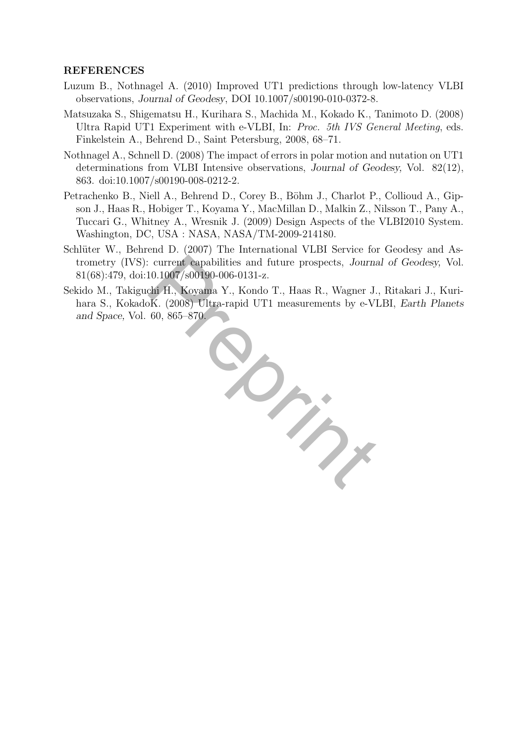## REFERENCES

Luzum B., Nothnagel A. (2010) Improved UT1 predictions through low-latency VLBI observations, *Journal of Geodesy*, DOI 10.1007/s00190-010-0372-8.

Matsuzaka S., Shigematsu H., Kurihara S., Machida M., Kokado K., Tanimoto D. (2008) Ultra Rapid UT1 Experiment with e-VLBI, In: *Proc. 5th IVS General Meeting*, eds. Finkelstein A., Behrend D., Saint Petersburg, 2008, 68–71.

Nothnagel A., Schnell D. (2008) The impact of errors in polar motion and nutation on UT1 determinations from VLBI Intensive observations, *Journal of Geodesy*, Vol. 82(12), 863. doi:10.1007/s00190-008-0212-2.

Petrachenko B., Niell A., Behrend D., Corey B., Böhm J., Charlot P., Collioud A., Gipson J., Haas R., Hobiger T., Koyama Y., MacMillan D., Malkin Z., Nilsson T., Pany A., Tuccari G., Whitney A., Wresnik J. (2009) Design Aspects of the VLBI2010 System. Washington, DC, USA : NASA, NASA/TM-2009-214180.

Schlüter W., Behrend D. (2007) The International VLBI Service for Geodesy and Astrometry (IVS): current capabilities and future prospects, *Journal of Geodesy*, Vol. 81(68):479, doi:10.1007/s00190-006-0131-z.

Sekido M., Takiguchi H., Koyama Y., Kondo T., Haas R., Wagner J., Ritakari J., Kurihara S., KokadoK. (2008) Ultra-rapid UT1 measurements by e-VLBI, *Earth Planets and Space*, Vol. 60, 865–870.